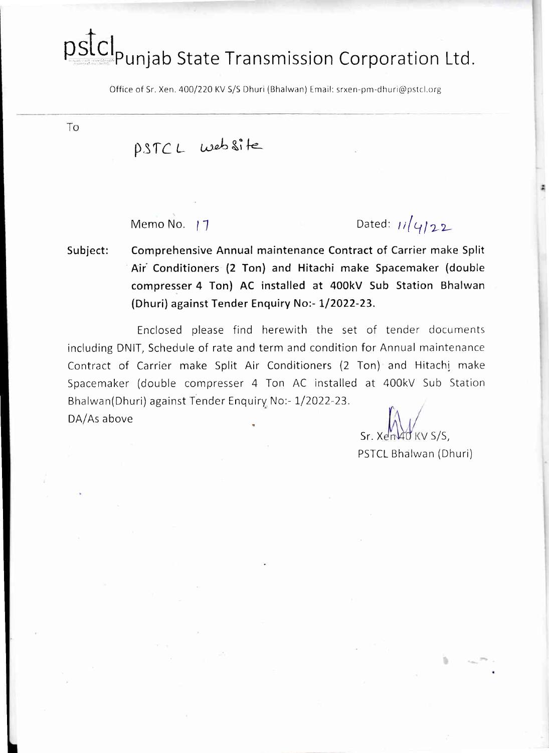# pstcl Punjab State Transmission Corporation Ltd.

Office of Sr. Xen. 400/220 KV S/S Dhuri (Bhalwan) Email: srxen-pm-dhuri@pstcl.org

To

PSTCL website

Memo No. 17 Dated: 11/4/22

**Subject: Comprehensive Annual maintenance Contract of Carrier make Split Air Conditioners (2 Ton) and Hitachi make Spacemaker (double compresser 4 Ton) AC installed at 400kV Sub Station Bhalwan (Dhuri) against Tender Enquiry No:- 1/2022-23.**

Enclosed please find herewith the set of tender documents including DNIT, Schedule of rate and term and condition for Annual maintenance Contract of Carrier make Split Air Conditioners (2 Ton) and Hitachi make Spacemaker (double compresser 4 Ton AC installed at 400kV Sub Station Bhalwan(Dhuri) against Tender Enquiry No:- 1/2022-23.

DA/As above

Sr. Xen 400 KV S/S,
PSTCL Bhalwan (Dhuri)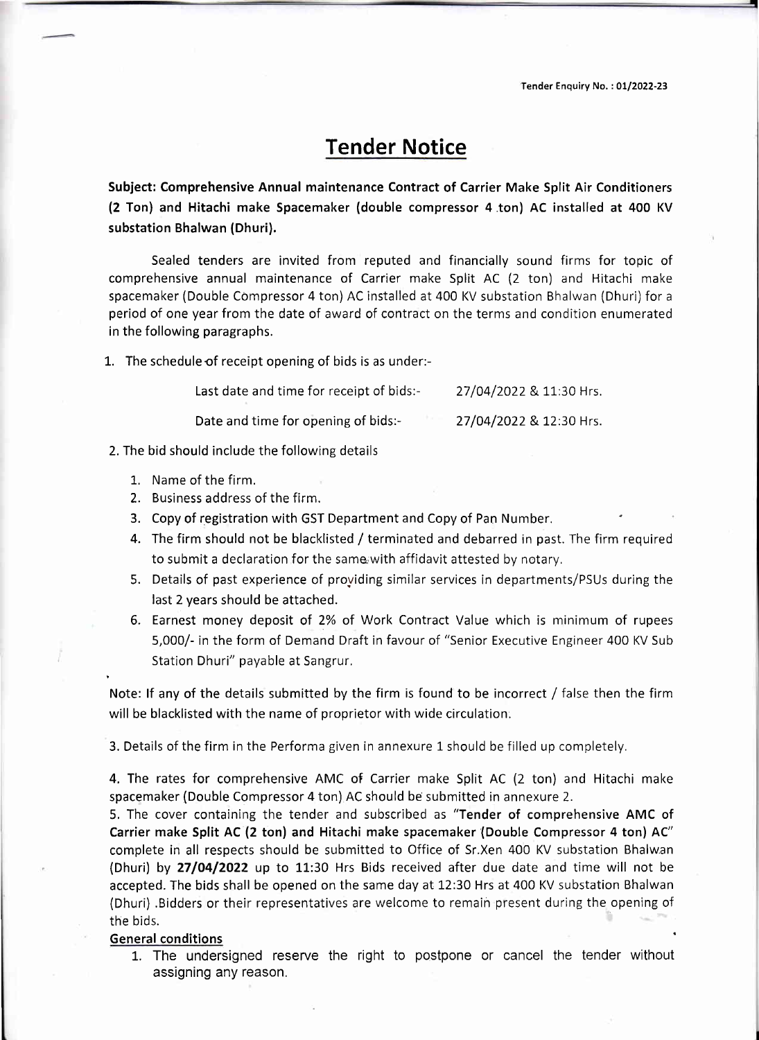Tender Enquiry No. : 01/2022-23

# Tender Notice

**Subject: Comprehensive Annual maintenance Contract of Carrier Make Split Air Conditioners (2 Ton) and Hitachi make Spacemaker (double compressor 4 ton) AC installed at 400 KV substation Bhalwan (Dhuri).**

Sealed tenders are invited from reputed and financially sound firms for topic of comprehensive annual maintenance of Carrier make Split AC (2 ton) and Hitachi make spacemaker (Double Compressor 4 ton) AC installed at 400 KV substation Bhalwan (Dhuri) for a period of one year from the date of award of contract on the terms and condition enumerated in the following paragraphs.

1. The schedule of receipt opening of bids is as under:-

| | |
|---|---|
| Last date and time for receipt of bids:- | 27/04/2022 & 11:30 Hrs. |
| Date and time for opening of bids:- | 27/04/2022 & 12:30 Hrs. |

2. The bid should include the following details

   1. Name of the firm.
   2. Business address of the firm.
   3. Copy of registration with GST Department and Copy of Pan Number.
   4. The firm should not be blacklisted / terminated and debarred in past. The firm required to submit a declaration for the same with affidavit attested by notary.
   5. Details of past experience of providing similar services in departments/PSUs during the last 2 years should be attached.
   6. Earnest money deposit of 2% of Work Contract Value which is minimum of rupees 5,000/- in the form of Demand Draft in favour of "Senior Executive Engineer 400 KV Sub Station Dhuri" payable at Sangrur.

Note: If any of the details submitted by the firm is found to be incorrect / false then the firm will be blacklisted with the name of proprietor with wide circulation.

3. Details of the firm in the Performa given in annexure 1 should be filled up completely.

4. The rates for comprehensive AMC of Carrier make Split AC (2 ton) and Hitachi make spacemaker (Double Compressor 4 ton) AC should be submitted in annexure 2.

5. The cover containing the tender and subscribed as "**Tender of comprehensive AMC of Carrier make Split AC (2 ton) and Hitachi make spacemaker (Double Compressor 4 ton) AC**" complete in all respects should be submitted to Office of Sr.Xen 400 KV substation Bhalwan (Dhuri) by **27/04/2022** up to 11:30 Hrs Bids received after due date and time will not be accepted. The bids shall be opened on the same day at 12:30 Hrs at 400 KV substation Bhalwan (Dhuri) .Bidders or their representatives are welcome to remain present during the opening of the bids.

**General conditions**

1. The undersigned reserve the right to postpone or cancel the tender without assigning any reason.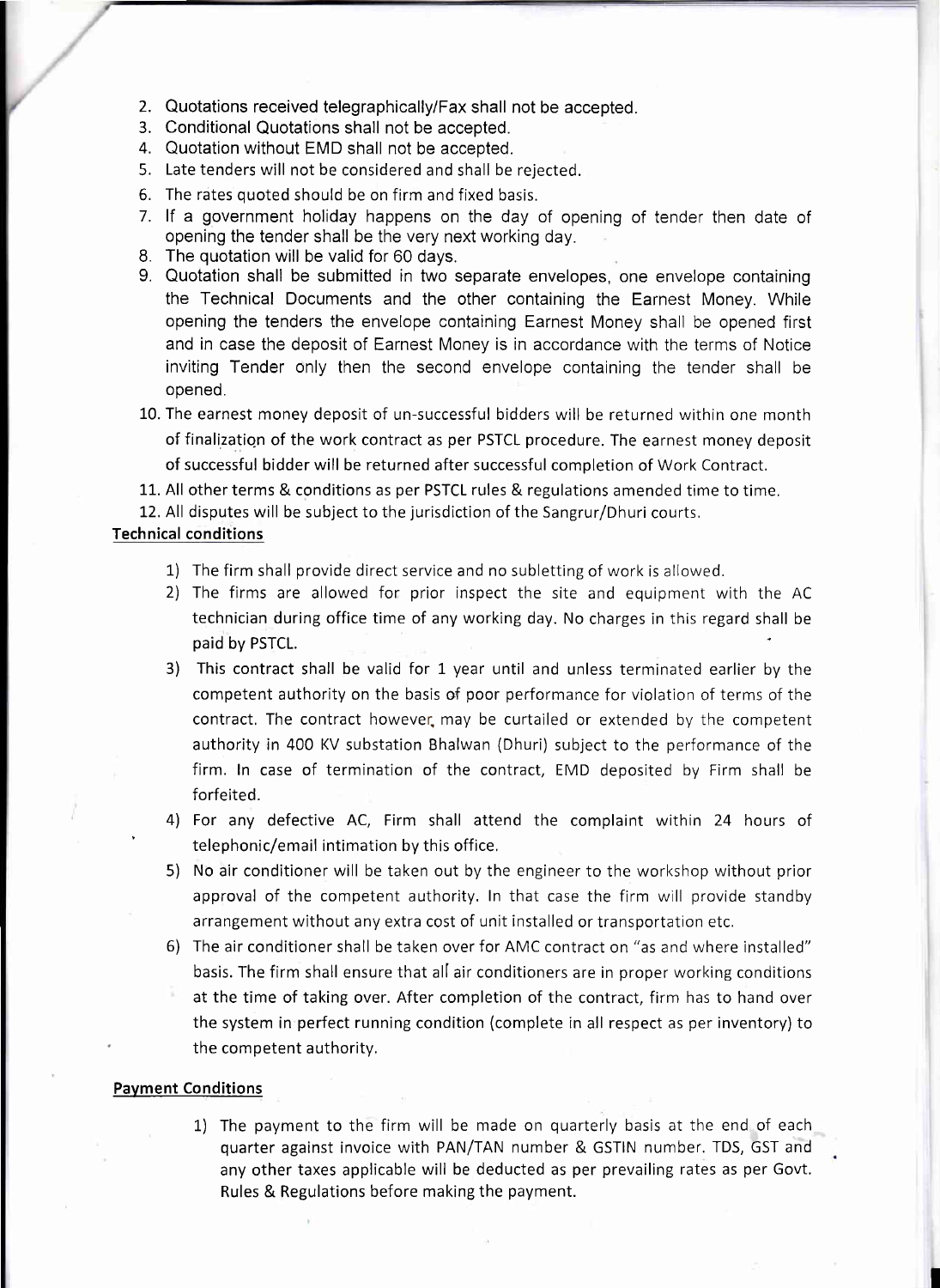2. Quotations received telegraphically/Fax shall not be accepted.
3. Conditional Quotations shall not be accepted.
4. Quotation without EMD shall not be accepted.
5. Late tenders will not be considered and shall be rejected.
6. The rates quoted should be on firm and fixed basis.
7. If a government holiday happens on the day of opening of tender then date of opening the tender shall be the very next working day.
8. The quotation will be valid for 60 days.
9. Quotation shall be submitted in two separate envelopes, one envelope containing the Technical Documents and the other containing the Earnest Money. While opening the tenders the envelope containing Earnest Money shall be opened first and in case the deposit of Earnest Money is in accordance with the terms of Notice inviting Tender only then the second envelope containing the tender shall be opened.
10. The earnest money deposit of un-successful bidders will be returned within one month of finalization of the work contract as per PSTCL procedure. The earnest money deposit of successful bidder will be returned after successful completion of Work Contract.
11. All other terms & conditions as per PSTCL rules & regulations amended time to time.
12. All disputes will be subject to the jurisdiction of the Sangrur/Dhuri courts.

**Technical conditions**

1) The firm shall provide direct service and no subletting of work is allowed.
2) The firms are allowed for prior inspect the site and equipment with the AC technician during office time of any working day. No charges in this regard shall be paid by PSTCL.
3) This contract shall be valid for 1 year until and unless terminated earlier by the competent authority on the basis of poor performance for violation of terms of the contract. The contract however, may be curtailed or extended by the competent authority in 400 KV substation Bhalwan (Dhuri) subject to the performance of the firm. In case of termination of the contract, EMD deposited by Firm shall be forfeited.
4) For any defective AC, Firm shall attend the complaint within 24 hours of telephonic/email intimation by this office.
5) No air conditioner will be taken out by the engineer to the workshop without prior approval of the competent authority. In that case the firm will provide standby arrangement without any extra cost of unit installed or transportation etc.
6) The air conditioner shall be taken over for AMC contract on "as and where installed" basis. The firm shall ensure that all air conditioners are in proper working conditions at the time of taking over. After completion of the contract, firm has to hand over the system in perfect running condition (complete in all respect as per inventory) to the competent authority.

**Payment Conditions**

1) The payment to the firm will be made on quarterly basis at the end of each quarter against invoice with PAN/TAN number & GSTIN number. TDS, GST and any other taxes applicable will be deducted as per prevailing rates as per Govt. Rules & Regulations before making the payment.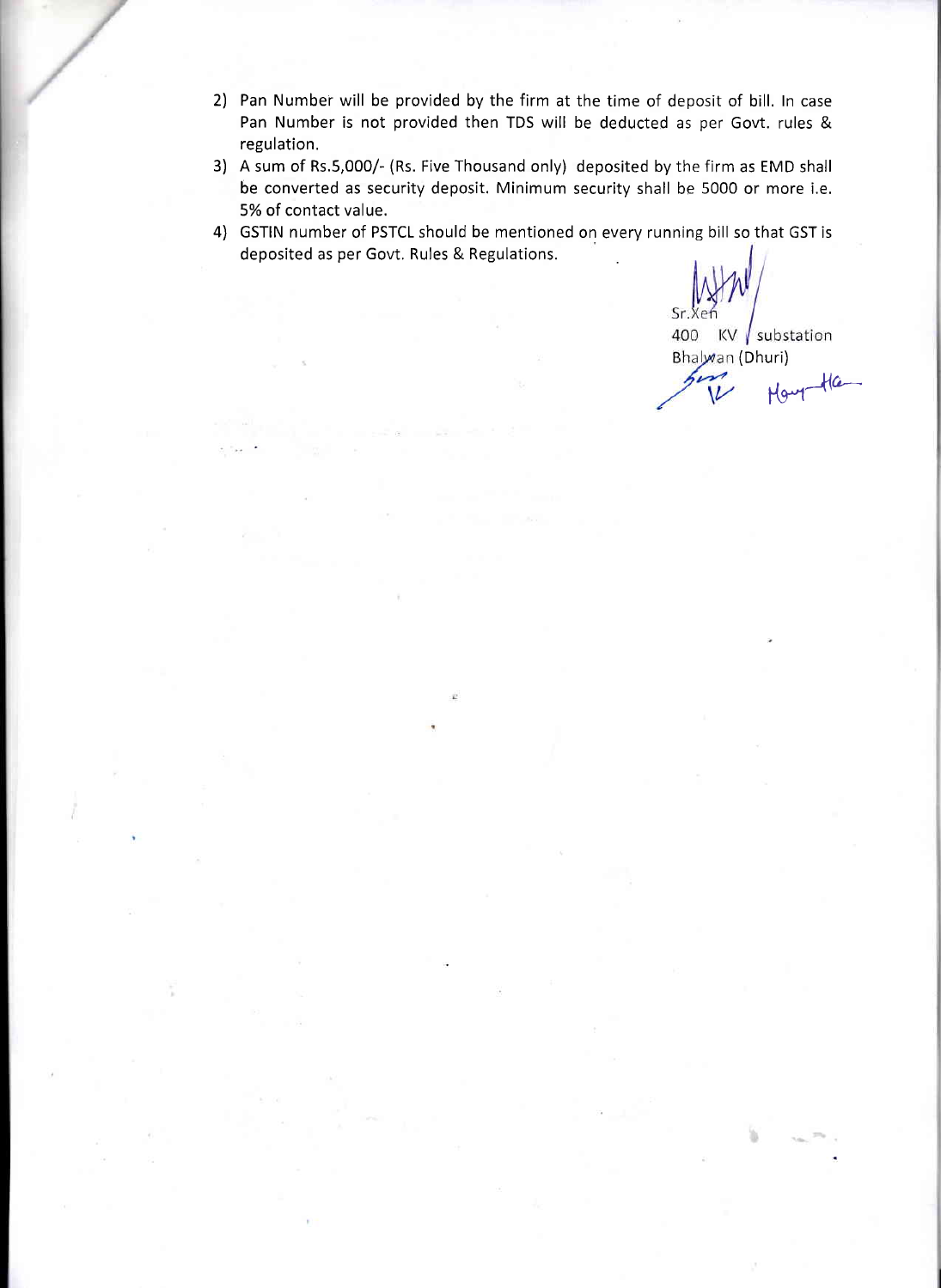2) Pan Number will be provided by the firm at the time of deposit of bill. In case Pan Number is not provided then TDS will be deducted as per Govt. rules & regulation.
3) A sum of Rs.5,000/- (Rs. Five Thousand only) deposited by the firm as EMD shall be converted as security deposit. Minimum security shall be 5000 or more i.e. 5% of contact value.
4) GSTIN number of PSTCL should be mentioned on every running bill so that GST is deposited as per Govt. Rules & Regulations.

Sr.Xen
400 KV substation
Bhalwan (Dhuri)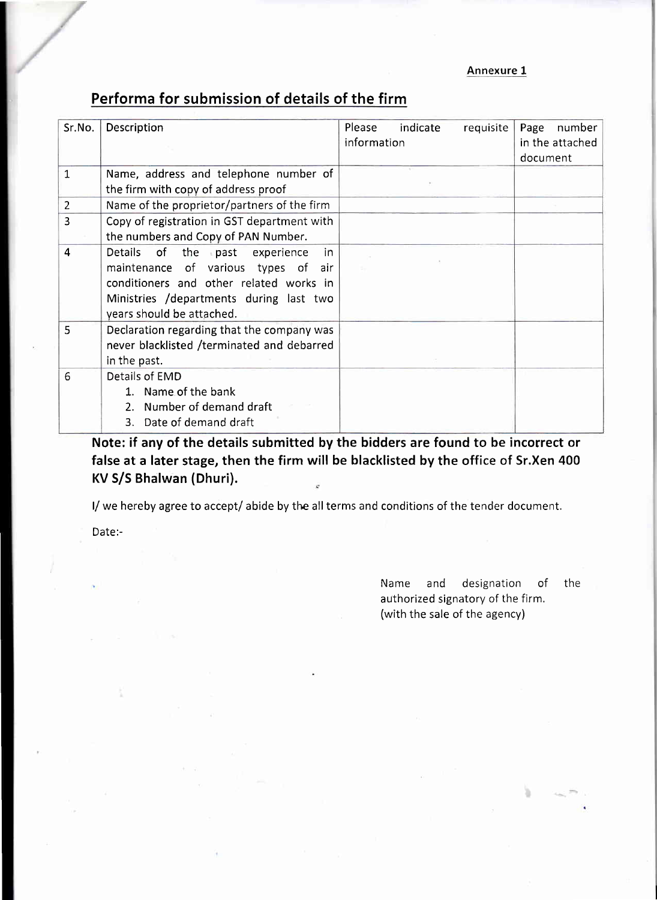Annexure 1

## Performa for submission of details of the firm

| Sr.No. | Description | Please indicate requisite information | Page number in the attached document |
|---|---|---|---|
| 1 | Name, address and telephone number of the firm with copy of address proof | | |
| 2 | Name of the proprietor/partners of the firm | | |
| 3 | Copy of registration in GST department with the numbers and Copy of PAN Number. | | |
| 4 | Details of the past experience in maintenance of various types of air conditioners and other related works in Ministries /departments during last two years should be attached. | | |
| 5 | Declaration regarding that the company was never blacklisted /terminated and debarred in the past. | | |
| 6 | Details of EMD<br>1. Name of the bank<br>2. Number of demand draft<br>3. Date of demand draft | | |

**Note: if any of the details submitted by the bidders are found to be incorrect or false at a later stage, then the firm will be blacklisted by the office of Sr.Xen 400 KV S/S Bhalwan (Dhuri).**

I/ we hereby agree to accept/ abide by the all terms and conditions of the tender document.

Date:-

Name and designation of the authorized signatory of the firm.
(with the sale of the agency)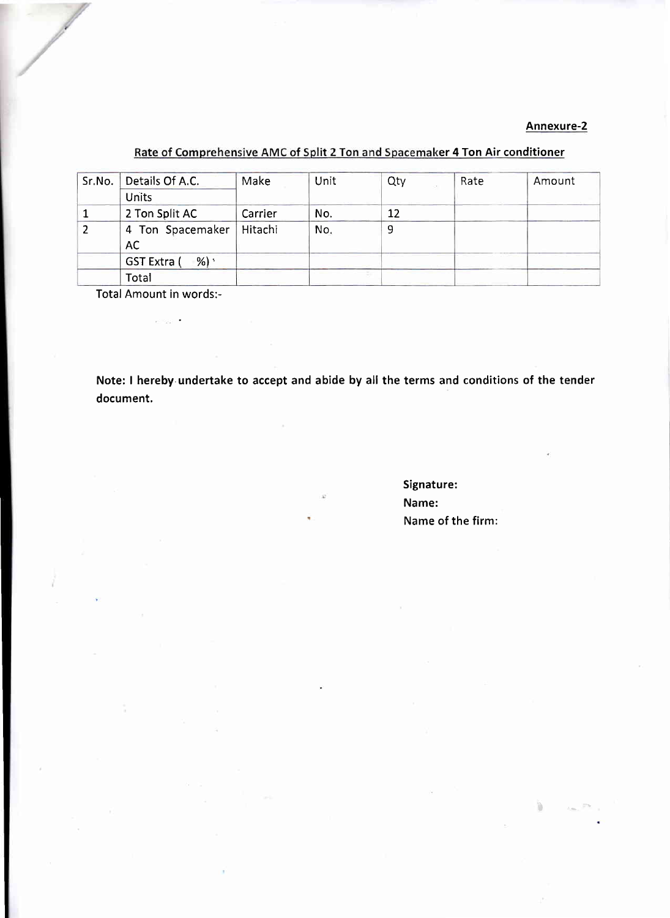**Annexure-2**

**Rate of Comprehensive AMC of Split 2 Ton and Spacemaker 4 Ton Air conditioner**

| Sr.No. | Details Of A.C. Units | Make | Unit | Qty | Rate | Amount |
|---|---|---|---|---|---|---|
| 1 | 2 Ton Split AC | Carrier | No. | 12 | | |
| 2 | 4 Ton Spacemaker AC | Hitachi | No. | 9 | | |
| | GST Extra ( %) | | | | | |
| | Total | | | | | |

Total Amount in words:-

**Note: I hereby undertake to accept and abide by all the terms and conditions of the tender document.**

**Signature:**

**Name:**

**Name of the firm:**